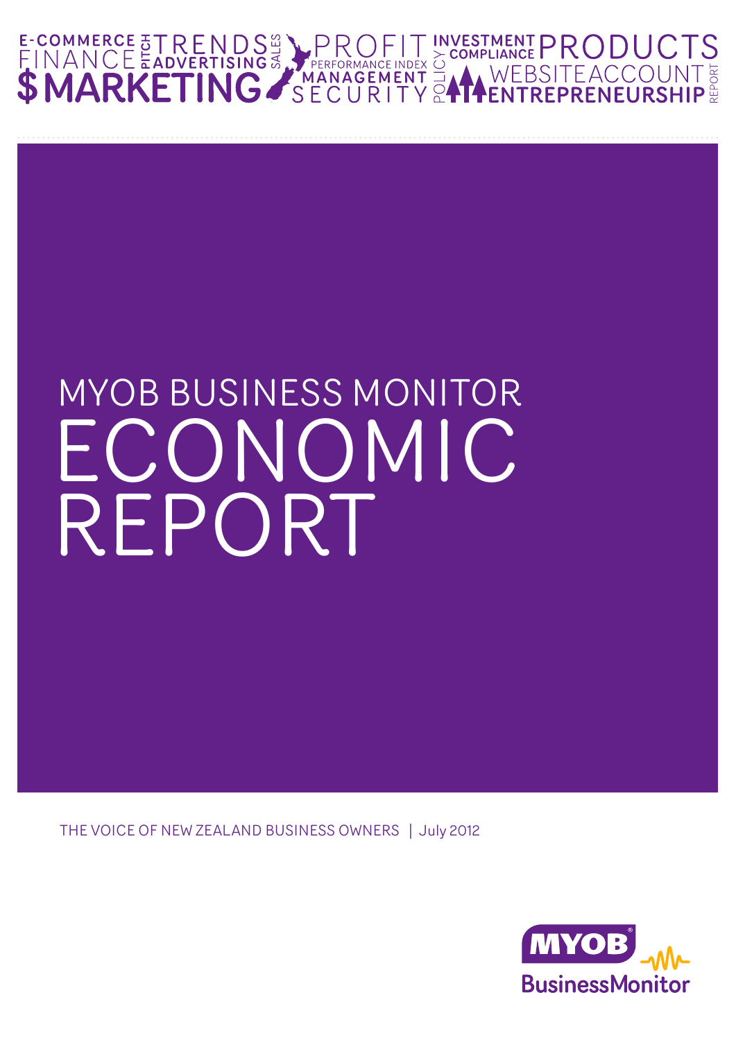E-COMMERCE FINANCE PITCH TRENDS ADVERTISING SALES $MARKETING PROFIT PERFORMANCE INDEX MANAGEMENT SECURITY POLICY INVESTMENT COMPLIANCE PRODUCTS WEBSITE ACCOUNT ENTREPRENEURSHIP REPORT

# MYOB BUSINESS MONITOR ECONOMIC REPORT

THE VOICE OF NEW ZEALAND BUSINESS OWNERS | July 2012

MYOB BusinessMonitor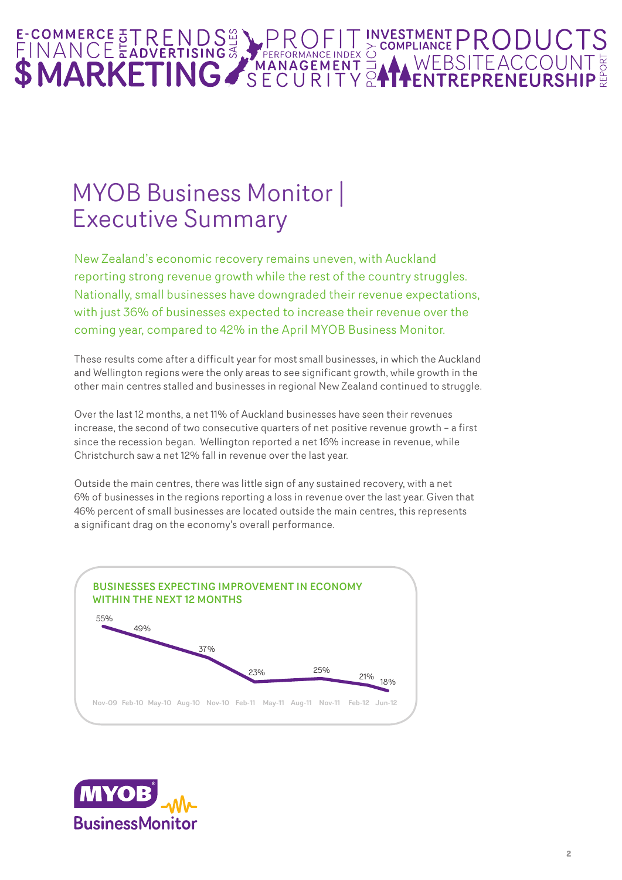# MYOB Business Monitor | Executive Summary

New Zealand's economic recovery remains uneven, with Auckland reporting strong revenue growth while the rest of the country struggles. Nationally, small businesses have downgraded their revenue expectations, with just 36% of businesses expected to increase their revenue over the coming year, compared to 42% in the April MYOB Business Monitor.

These results come after a difficult year for most small businesses, in which the Auckland and Wellington regions were the only areas to see significant growth, while growth in the other main centres stalled and businesses in regional New Zealand continued to struggle.

Over the last 12 months, a net 11% of Auckland businesses have seen their revenues increase, the second of two consecutive quarters of net positive revenue growth – a first since the recession began. Wellington reported a net 16% increase in revenue, while Christchurch saw a net 12% fall in revenue over the last year.

Outside the main centres, there was little sign of any sustained recovery, with a net 6% of businesses in the regions reporting a loss in revenue over the last year. Given that 46% percent of small businesses are located outside the main centres, this represents a significant drag on the economy's overall performance.

**BUSINESSES EXPECTING IMPROVEMENT IN ECONOMY WITHIN THE NEXT 12 MONTHS**

| Nov-09 | Feb-10 | Nov-10 | Feb-11 | Nov-11 | Feb-12 | Jun-12 |
|---|---|---|---|---|---|---|
| 55% | 49% | 37% | 23% | 25% | 21% | 18% |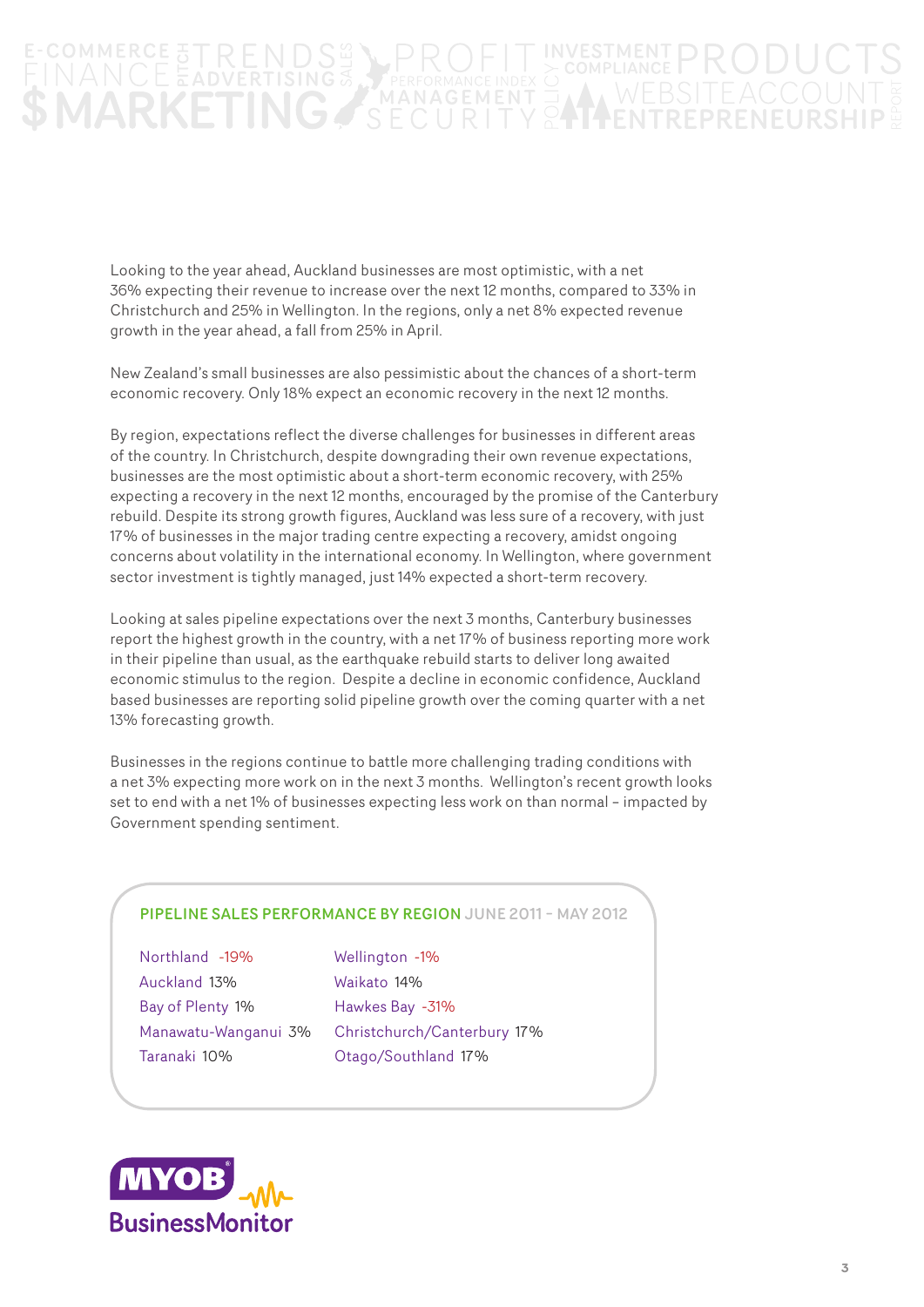Looking to the year ahead, Auckland businesses are most optimistic, with a net 36% expecting their revenue to increase over the next 12 months, compared to 33% in Christchurch and 25% in Wellington. In the regions, only a net 8% expected revenue growth in the year ahead, a fall from 25% in April.

New Zealand's small businesses are also pessimistic about the chances of a short-term economic recovery. Only 18% expect an economic recovery in the next 12 months.

By region, expectations reflect the diverse challenges for businesses in different areas of the country. In Christchurch, despite downgrading their own revenue expectations, businesses are the most optimistic about a short-term economic recovery, with 25% expecting a recovery in the next 12 months, encouraged by the promise of the Canterbury rebuild. Despite its strong growth figures, Auckland was less sure of a recovery, with just 17% of businesses in the major trading centre expecting a recovery, amidst ongoing concerns about volatility in the international economy. In Wellington, where government sector investment is tightly managed, just 14% expected a short-term recovery.

Looking at sales pipeline expectations over the next 3 months, Canterbury businesses report the highest growth in the country, with a net 17% of business reporting more work in their pipeline than usual, as the earthquake rebuild starts to deliver long awaited economic stimulus to the region. Despite a decline in economic confidence, Auckland based businesses are reporting solid pipeline growth over the coming quarter with a net 13% forecasting growth.

Businesses in the regions continue to battle more challenging trading conditions with a net 3% expecting more work on in the next 3 months. Wellington's recent growth looks set to end with a net 1% of businesses expecting less work on than normal – impacted by Government spending sentiment.

## PIPELINE SALES PERFORMANCE BY REGION JUNE 2011 – MAY 2012

| Region | % | Region | % |
|---|---|---|---|
| Northland | -19% | Wellington | -1% |
| Auckland | 13% | Waikato | 14% |
| Bay of Plenty | 1% | Hawkes Bay | -31% |
| Manawatu-Wanganui | 3% | Christchurch/Canterbury | 17% |
| Taranaki | 10% | Otago/Southland | 17% |

MYOB BusinessMonitor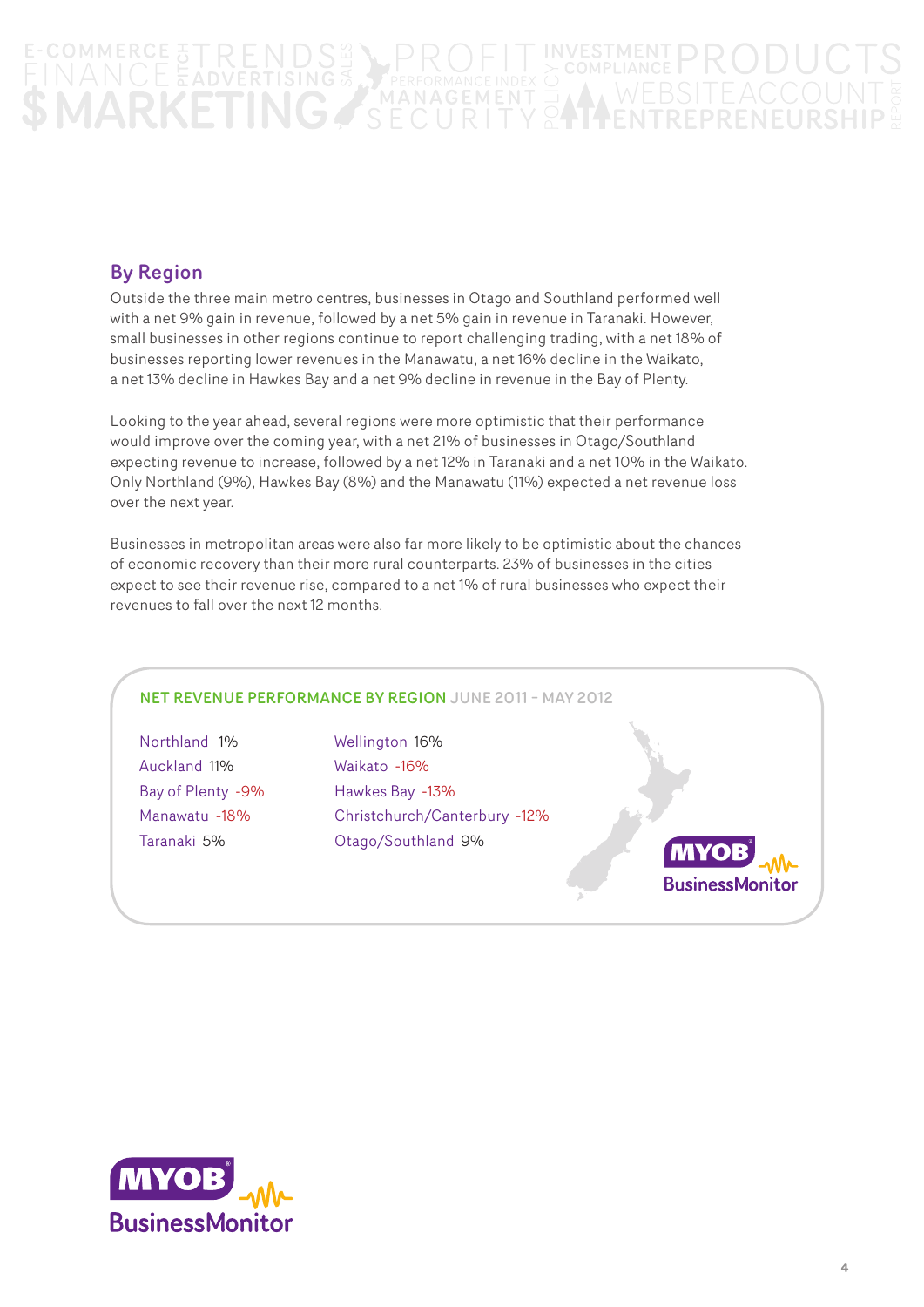## By Region

Outside the three main metro centres, businesses in Otago and Southland performed well with a net 9% gain in revenue, followed by a net 5% gain in revenue in Taranaki. However, small businesses in other regions continue to report challenging trading, with a net 18% of businesses reporting lower revenues in the Manawatu, a net 16% decline in the Waikato, a net 13% decline in Hawkes Bay and a net 9% decline in revenue in the Bay of Plenty.

Looking to the year ahead, several regions were more optimistic that their performance would improve over the coming year, with a net 21% of businesses in Otago/Southland expecting revenue to increase, followed by a net 12% in Taranaki and a net 10% in the Waikato. Only Northland (9%), Hawkes Bay (8%) and the Manawatu (11%) expected a net revenue loss over the next year.

Businesses in metropolitan areas were also far more likely to be optimistic about the chances of economic recovery than their more rural counterparts. 23% of businesses in the cities expect to see their revenue rise, compared to a net 1% of rural businesses who expect their revenues to fall over the next 12 months.

**NET REVENUE PERFORMANCE BY REGION** JUNE 2011 – MAY 2012

| Region | Net revenue | Region | Net revenue |
|---|---|---|---|
| Northland | 1% | Wellington | 16% |
| Auckland | 11% | Waikato | -16% |
| Bay of Plenty | -9% | Hawkes Bay | -13% |
| Manawatu | -18% | Christchurch/Canterbury | -12% |
| Taranaki | 5% | Otago/Southland | 9% |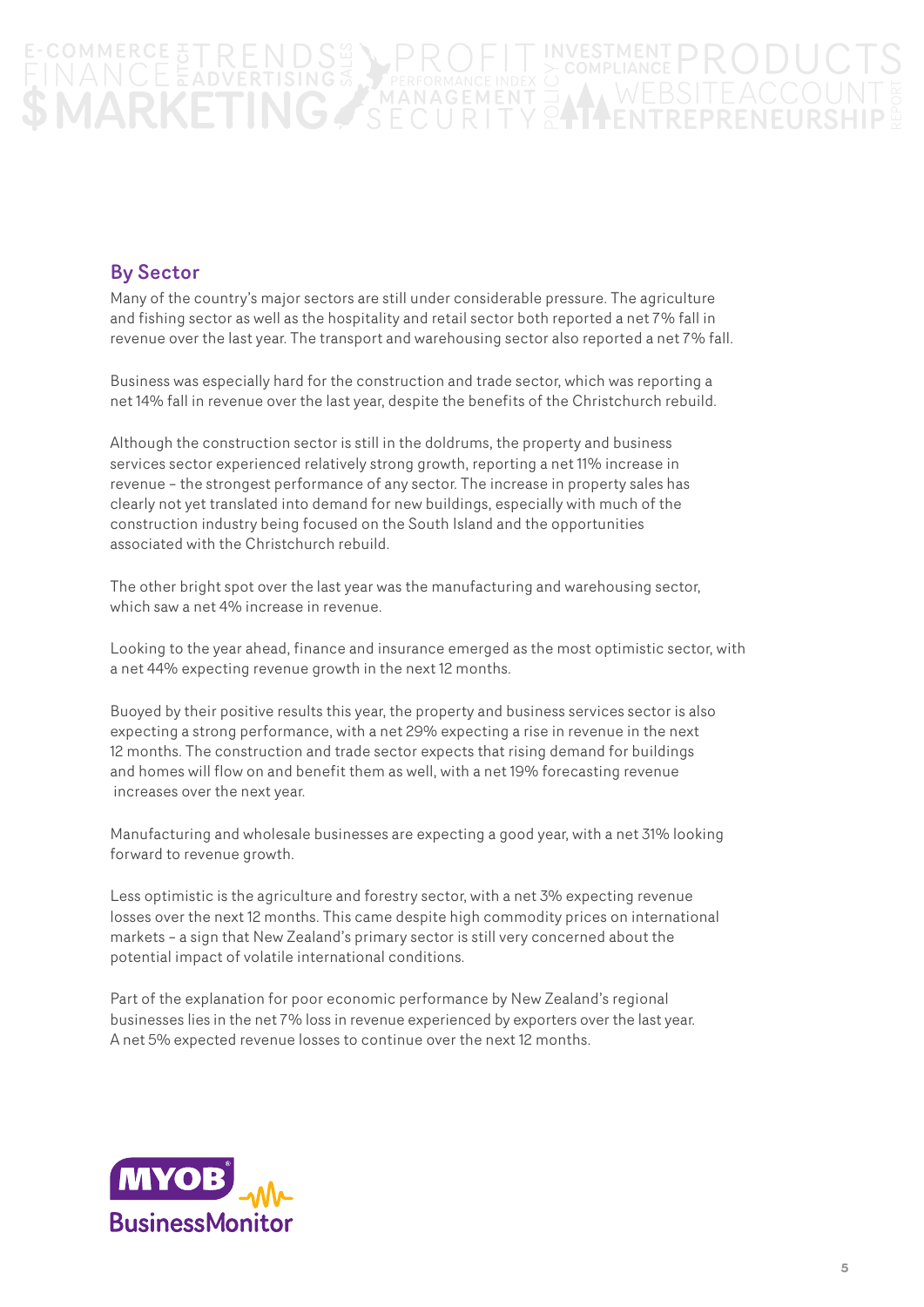## By Sector

Many of the country's major sectors are still under considerable pressure. The agriculture and fishing sector as well as the hospitality and retail sector both reported a net 7% fall in revenue over the last year. The transport and warehousing sector also reported a net 7% fall.

Business was especially hard for the construction and trade sector, which was reporting a net 14% fall in revenue over the last year, despite the benefits of the Christchurch rebuild.

Although the construction sector is still in the doldrums, the property and business services sector experienced relatively strong growth, reporting a net 11% increase in revenue – the strongest performance of any sector. The increase in property sales has clearly not yet translated into demand for new buildings, especially with much of the construction industry being focused on the South Island and the opportunities associated with the Christchurch rebuild.

The other bright spot over the last year was the manufacturing and warehousing sector, which saw a net 4% increase in revenue.

Looking to the year ahead, finance and insurance emerged as the most optimistic sector, with a net 44% expecting revenue growth in the next 12 months.

Buoyed by their positive results this year, the property and business services sector is also expecting a strong performance, with a net 29% expecting a rise in revenue in the next 12 months. The construction and trade sector expects that rising demand for buildings and homes will flow on and benefit them as well, with a net 19% forecasting revenue increases over the next year.

Manufacturing and wholesale businesses are expecting a good year, with a net 31% looking forward to revenue growth.

Less optimistic is the agriculture and forestry sector, with a net 3% expecting revenue losses over the next 12 months. This came despite high commodity prices on international markets – a sign that New Zealand's primary sector is still very concerned about the potential impact of volatile international conditions.

Part of the explanation for poor economic performance by New Zealand's regional businesses lies in the net 7% loss in revenue experienced by exporters over the last year. A net 5% expected revenue losses to continue over the next 12 months.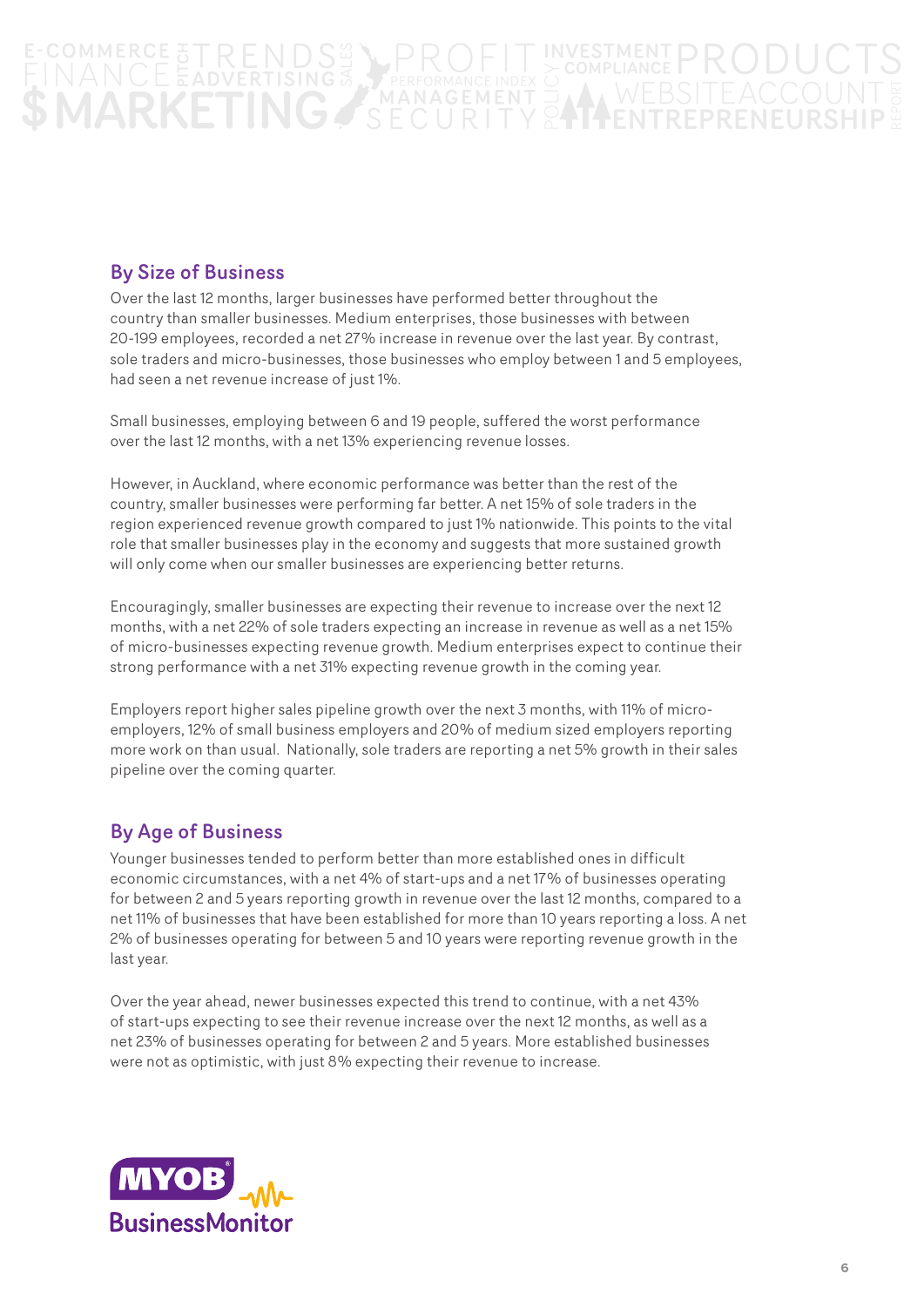## By Size of Business

Over the last 12 months, larger businesses have performed better throughout the country than smaller businesses. Medium enterprises, those businesses with between 20-199 employees, recorded a net 27% increase in revenue over the last year. By contrast, sole traders and micro-businesses, those businesses who employ between 1 and 5 employees, had seen a net revenue increase of just 1%.

Small businesses, employing between 6 and 19 people, suffered the worst performance over the last 12 months, with a net 13% experiencing revenue losses.

However, in Auckland, where economic performance was better than the rest of the country, smaller businesses were performing far better. A net 15% of sole traders in the region experienced revenue growth compared to just 1% nationwide. This points to the vital role that smaller businesses play in the economy and suggests that more sustained growth will only come when our smaller businesses are experiencing better returns.

Encouragingly, smaller businesses are expecting their revenue to increase over the next 12 months, with a net 22% of sole traders expecting an increase in revenue as well as a net 15% of micro-businesses expecting revenue growth. Medium enterprises expect to continue their strong performance with a net 31% expecting revenue growth in the coming year.

Employers report higher sales pipeline growth over the next 3 months, with 11% of micro-employers, 12% of small business employers and 20% of medium sized employers reporting more work on than usual. Nationally, sole traders are reporting a net 5% growth in their sales pipeline over the coming quarter.

## By Age of Business

Younger businesses tended to perform better than more established ones in difficult economic circumstances, with a net 4% of start-ups and a net 17% of businesses operating for between 2 and 5 years reporting growth in revenue over the last 12 months, compared to a net 11% of businesses that have been established for more than 10 years reporting a loss. A net 2% of businesses operating for between 5 and 10 years were reporting revenue growth in the last year.

Over the year ahead, newer businesses expected this trend to continue, with a net 43% of start-ups expecting to see their revenue increase over the next 12 months, as well as a net 23% of businesses operating for between 2 and 5 years. More established businesses were not as optimistic, with just 8% expecting their revenue to increase.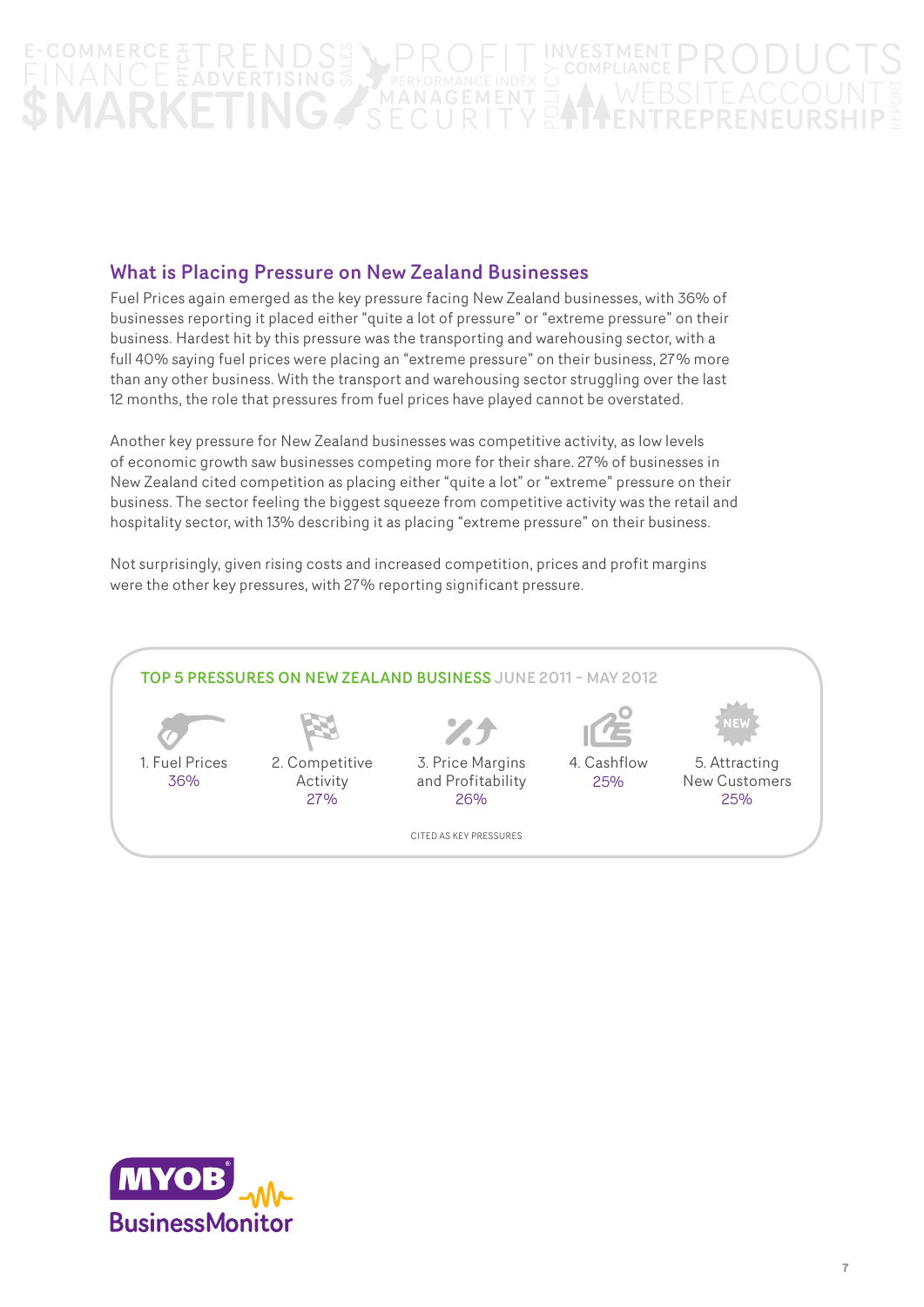## What is Placing Pressure on New Zealand Businesses

Fuel Prices again emerged as the key pressure facing New Zealand businesses, with 36% of businesses reporting it placed either "quite a lot of pressure" or "extreme pressure" on their business. Hardest hit by this pressure was the transporting and warehousing sector, with a full 40% saying fuel prices were placing an "extreme pressure" on their business, 27% more than any other business. With the transport and warehousing sector struggling over the last 12 months, the role that pressures from fuel prices have played cannot be overstated.

Another key pressure for New Zealand businesses was competitive activity, as low levels of economic growth saw businesses competing more for their share. 27% of businesses in New Zealand cited competition as placing either "quite a lot" or "extreme" pressure on their business. The sector feeling the biggest squeeze from competitive activity was the retail and hospitality sector, with 13% describing it as placing "extreme pressure" on their business.

Not surprisingly, given rising costs and increased competition, prices and profit margins were the other key pressures, with 27% reporting significant pressure.

**TOP 5 PRESSURES ON NEW ZEALAND BUSINESS** JUNE 2011 – MAY 2012

| 1. Fuel Prices | 2. Competitive Activity | 3. Price Margins and Profitability | 4. Cashflow | 5. Attracting New Customers |
|---|---|---|---|---|
| 36% | 27% | 26% | 25% | 25% |

CITED AS KEY PRESSURES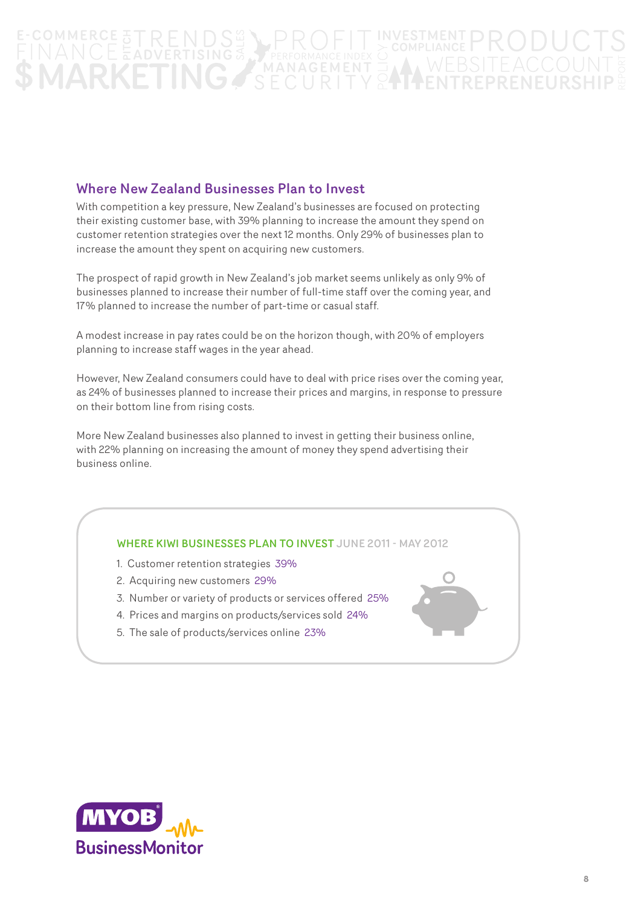## Where New Zealand Businesses Plan to Invest

With competition a key pressure, New Zealand's businesses are focused on protecting their existing customer base, with 39% planning to increase the amount they spend on customer retention strategies over the next 12 months. Only 29% of businesses plan to increase the amount they spent on acquiring new customers.

The prospect of rapid growth in New Zealand's job market seems unlikely as only 9% of businesses planned to increase their number of full-time staff over the coming year, and 17% planned to increase the number of part-time or casual staff.

A modest increase in pay rates could be on the horizon though, with 20% of employers planning to increase staff wages in the year ahead.

However, New Zealand consumers could have to deal with price rises over the coming year, as 24% of businesses planned to increase their prices and margins, in response to pressure on their bottom line from rising costs.

More New Zealand businesses also planned to invest in getting their business online, with 22% planning on increasing the amount of money they spend advertising their business online.

**WHERE KIWI BUSINESSES PLAN TO INVEST** JUNE 2011 - MAY 2012

1. Customer retention strategies 39%
2. Acquiring new customers 29%
3. Number or variety of products or services offered 25%
4. Prices and margins on products/services sold 24%
5. The sale of products/services online 23%

MYOB BusinessMonitor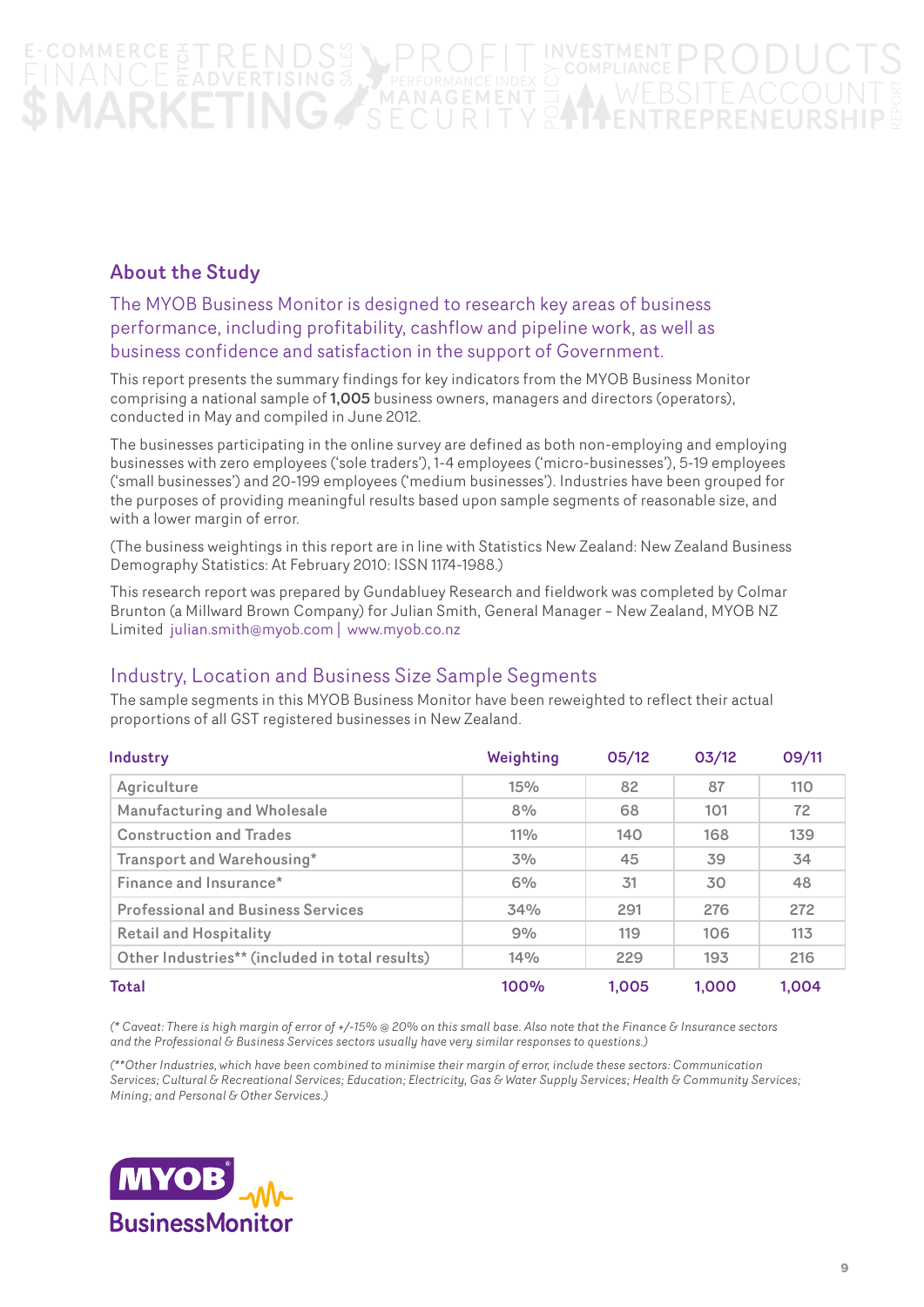## About the Study

The MYOB Business Monitor is designed to research key areas of business performance, including profitability, cashflow and pipeline work, as well as business confidence and satisfaction in the support of Government.

This report presents the summary findings for key indicators from the MYOB Business Monitor comprising a national sample of **1,005** business owners, managers and directors (operators), conducted in May and compiled in June 2012.

The businesses participating in the online survey are defined as both non-employing and employing businesses with zero employees ('sole traders'), 1-4 employees ('micro-businesses'), 5-19 employees ('small businesses') and 20-199 employees ('medium businesses'). Industries have been grouped for the purposes of providing meaningful results based upon sample segments of reasonable size, and with a lower margin of error.

(The business weightings in this report are in line with Statistics New Zealand: New Zealand Business Demography Statistics: At February 2010: ISSN 1174-1988.)

This research report was prepared by Gundabluey Research and fieldwork was completed by Colmar Brunton (a Millward Brown Company) for Julian Smith, General Manager – New Zealand, MYOB NZ Limited julian.smith@myob.com | www.myob.co.nz

### Industry, Location and Business Size Sample Segments

The sample segments in this MYOB Business Monitor have been reweighted to reflect their actual proportions of all GST registered businesses in New Zealand.

| Industry | Weighting | 05/12 | 03/12 | 09/11 |
|---|---|---|---|---|
| Agriculture | 15% | 82 | 87 | 110 |
| Manufacturing and Wholesale | 8% | 68 | 101 | 72 |
| Construction and Trades | 11% | 140 | 168 | 139 |
| Transport and Warehousing* | 3% | 45 | 39 | 34 |
| Finance and Insurance* | 6% | 31 | 30 | 48 |
| Professional and Business Services | 34% | 291 | 276 | 272 |
| Retail and Hospitality | 9% | 119 | 106 | 113 |
| Other Industries** (included in total results) | 14% | 229 | 193 | 216 |
| **Total** | **100%** | **1,005** | **1,000** | **1,004** |

*(\* Caveat: There is high margin of error of +/-15% @ 20% on this small base. Also note that the Finance & Insurance sectors and the Professional & Business Services sectors usually have very similar responses to questions.)*

*(\*\*Other Industries, which have been combined to minimise their margin of error, include these sectors: Communication Services; Cultural & Recreational Services; Education; Electricity, Gas & Water Supply Services; Health & Community Services; Mining; and Personal & Other Services.)*

MYOB BusinessMonitor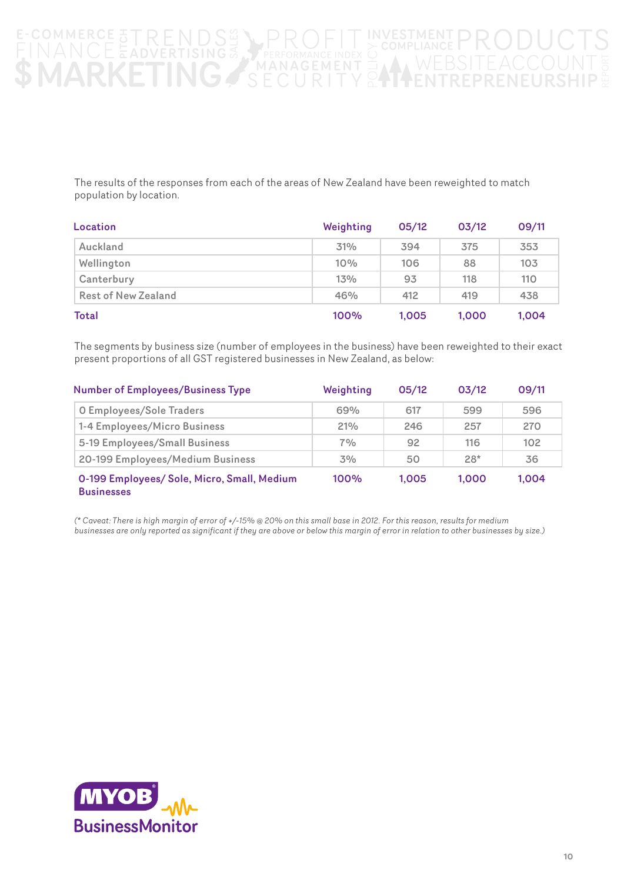The results of the responses from each of the areas of New Zealand have been reweighted to match population by location.

| Location | Weighting | 05/12 | 03/12 | 09/11 |
|---|---|---|---|---|
| Auckland | 31% | 394 | 375 | 353 |
| Wellington | 10% | 106 | 88 | 103 |
| Canterbury | 13% | 93 | 118 | 110 |
| Rest of New Zealand | 46% | 412 | 419 | 438 |
| **Total** | **100%** | **1,005** | **1,000** | **1,004** |

The segments by business size (number of employees in the business) have been reweighted to their exact present proportions of all GST registered businesses in New Zealand, as below:

| Number of Employees/Business Type | Weighting | 05/12 | 03/12 | 09/11 |
|---|---|---|---|---|
| 0 Employees/Sole Traders | 69% | 617 | 599 | 596 |
| 1-4 Employees/Micro Business | 21% | 246 | 257 | 270 |
| 5-19 Employees/Small Business | 7% | 92 | 116 | 102 |
| 20-199 Employees/Medium Business | 3% | 50 | 28* | 36 |
| **0-199 Employees/ Sole, Micro, Small, Medium Businesses** | **100%** | **1,005** | **1,000** | **1,004** |

*(* Caveat: There is high margin of error of +/-15% @ 20% on this small base in 2012. For this reason, results for medium businesses are only reported as significant if they are above or below this margin of error in relation to other businesses by size.)*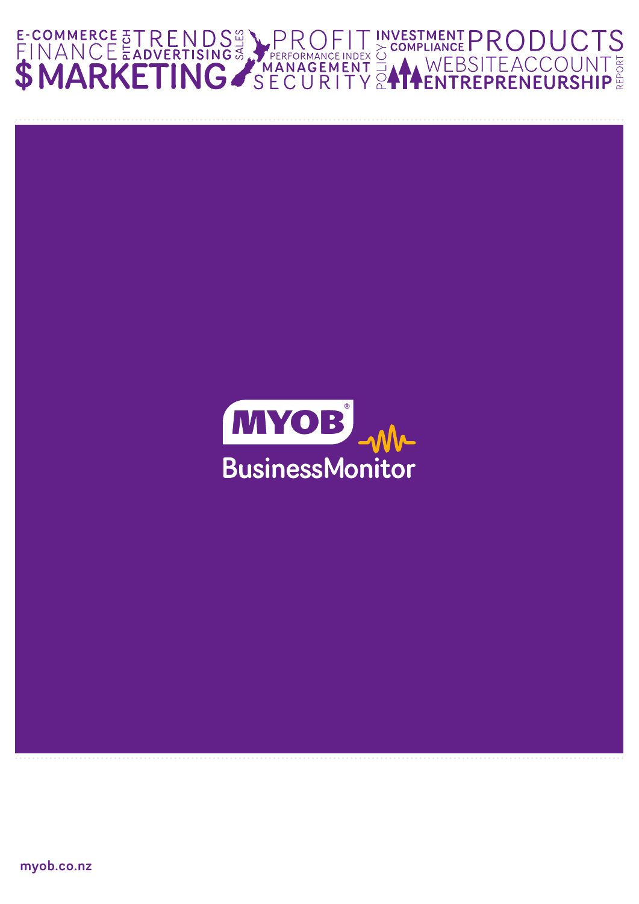E-COMMERCE FINANCE PITCH TRENDS ADVERTISING SALES $MARKETING PROFIT PERFORMANCE INDEX MANAGEMENT SECURITY POLICY INVESTMENT COMPLIANCE PRODUCTS WEBSITEACCOUNT ENTREPRENEURSHIP REPORT

MYOB® BusinessMonitor

myob.co.nz